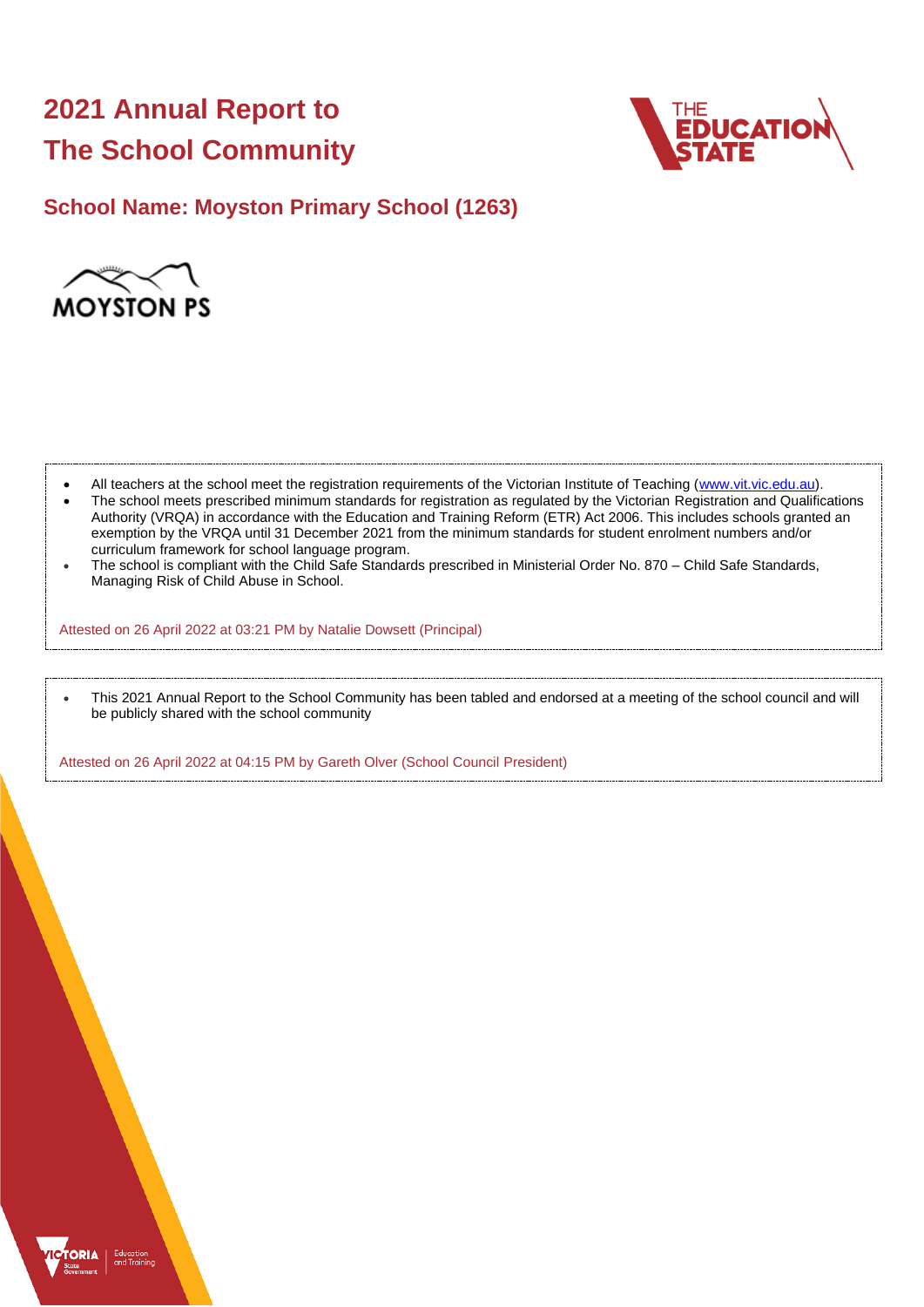# 2021 Annual Report to The School Community

## School Name: Moyston Primary School (1263)

- All teachers at the school meet the registration requirements of the Victorian Institute of Teaching (www.vit.vic.edu.au).
- The school meets prescribed minimum standards for registration as regulated by the Victorian Registration and Qualifications Authority (VRQA) in accordance with the Education and Training Reform (ETR) Act 2006. This includes schools granted an exemption by the VRQA until 31 December 2021 from the minimum standards for student enrolment numbers and/or curriculum framework for school language program.
- The school is compliant with the Child Safe Standards prescribed in Ministerial Order No. 870 – Child Safe Standards, Managing Risk of Child Abuse in School.

Attested on 26 April 2022 at 03:21 PM by Natalie Dowsett (Principal)

- This 2021 Annual Report to the School Community has been tabled and endorsed at a meeting of the school council and will be publicly shared with the school community

Attested on 26 April 2022 at 04:15 PM by Gareth Olver (School Council President)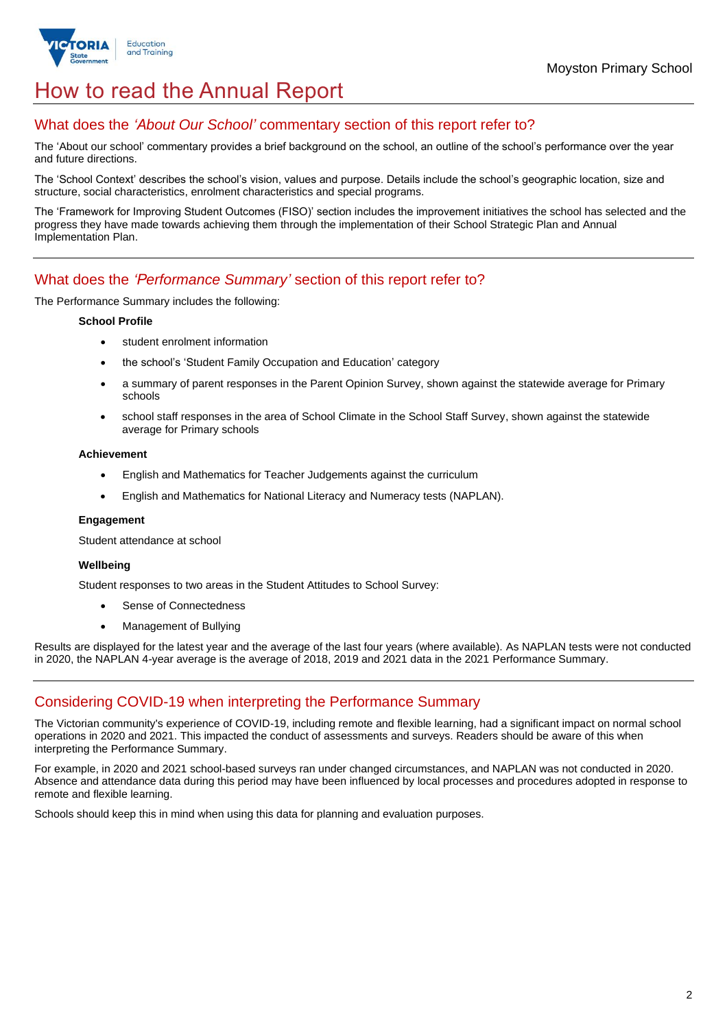# How to read the Annual Report

## What does the *'About Our School'* commentary section of this report refer to?

The 'About our school' commentary provides a brief background on the school, an outline of the school's performance over the year and future directions.

The 'School Context' describes the school's vision, values and purpose. Details include the school's geographic location, size and structure, social characteristics, enrolment characteristics and special programs.

The 'Framework for Improving Student Outcomes (FISO)' section includes the improvement initiatives the school has selected and the progress they have made towards achieving them through the implementation of their School Strategic Plan and Annual Implementation Plan.

## What does the *'Performance Summary'* section of this report refer to?

The Performance Summary includes the following:

**School Profile**

- student enrolment information
- the school's 'Student Family Occupation and Education' category
- a summary of parent responses in the Parent Opinion Survey, shown against the statewide average for Primary schools
- school staff responses in the area of School Climate in the School Staff Survey, shown against the statewide average for Primary schools

**Achievement**

- English and Mathematics for Teacher Judgements against the curriculum
- English and Mathematics for National Literacy and Numeracy tests (NAPLAN).

**Engagement**

Student attendance at school

**Wellbeing**

Student responses to two areas in the Student Attitudes to School Survey:

- Sense of Connectedness
- Management of Bullying

Results are displayed for the latest year and the average of the last four years (where available). As NAPLAN tests were not conducted in 2020, the NAPLAN 4-year average is the average of 2018, 2019 and 2021 data in the 2021 Performance Summary.

## Considering COVID-19 when interpreting the Performance Summary

The Victorian community's experience of COVID-19, including remote and flexible learning, had a significant impact on normal school operations in 2020 and 2021. This impacted the conduct of assessments and surveys. Readers should be aware of this when interpreting the Performance Summary.

For example, in 2020 and 2021 school-based surveys ran under changed circumstances, and NAPLAN was not conducted in 2020. Absence and attendance data during this period may have been influenced by local processes and procedures adopted in response to remote and flexible learning.

Schools should keep this in mind when using this data for planning and evaluation purposes.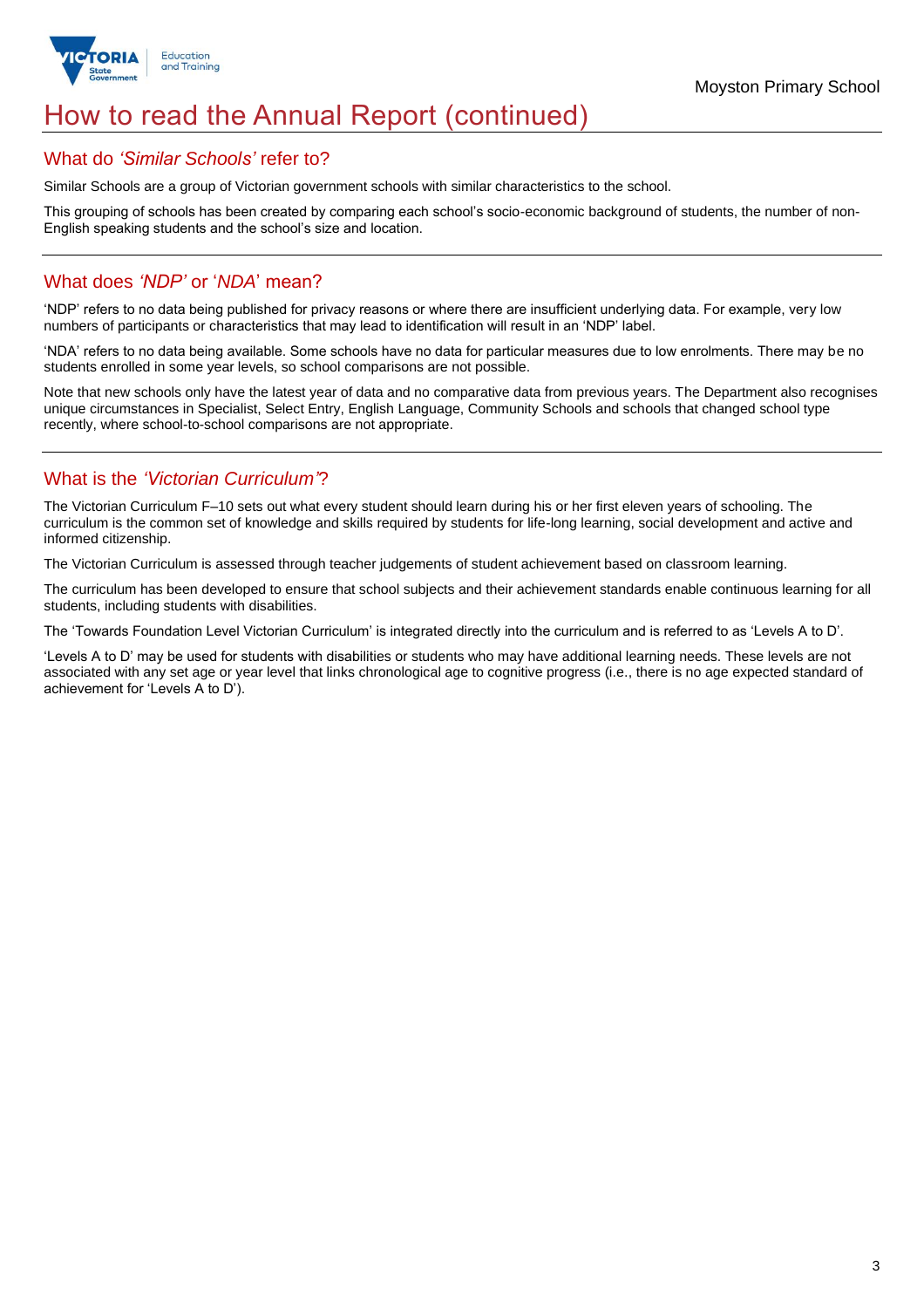# How to read the Annual Report (continued)

## What do *'Similar Schools'* refer to?

Similar Schools are a group of Victorian government schools with similar characteristics to the school.

This grouping of schools has been created by comparing each school's socio-economic background of students, the number of non-English speaking students and the school's size and location.

## What does *'NDP'* or '*NDA*' mean?

'NDP' refers to no data being published for privacy reasons or where there are insufficient underlying data. For example, very low numbers of participants or characteristics that may lead to identification will result in an 'NDP' label.

'NDA' refers to no data being available. Some schools have no data for particular measures due to low enrolments. There may be no students enrolled in some year levels, so school comparisons are not possible.

Note that new schools only have the latest year of data and no comparative data from previous years. The Department also recognises unique circumstances in Specialist, Select Entry, English Language, Community Schools and schools that changed school type recently, where school-to-school comparisons are not appropriate.

## What is the *'Victorian Curriculum'*?

The Victorian Curriculum F–10 sets out what every student should learn during his or her first eleven years of schooling. The curriculum is the common set of knowledge and skills required by students for life-long learning, social development and active and informed citizenship.

The Victorian Curriculum is assessed through teacher judgements of student achievement based on classroom learning.

The curriculum has been developed to ensure that school subjects and their achievement standards enable continuous learning for all students, including students with disabilities.

The 'Towards Foundation Level Victorian Curriculum' is integrated directly into the curriculum and is referred to as 'Levels A to D'.

'Levels A to D' may be used for students with disabilities or students who may have additional learning needs. These levels are not associated with any set age or year level that links chronological age to cognitive progress (i.e., there is no age expected standard of achievement for 'Levels A to D').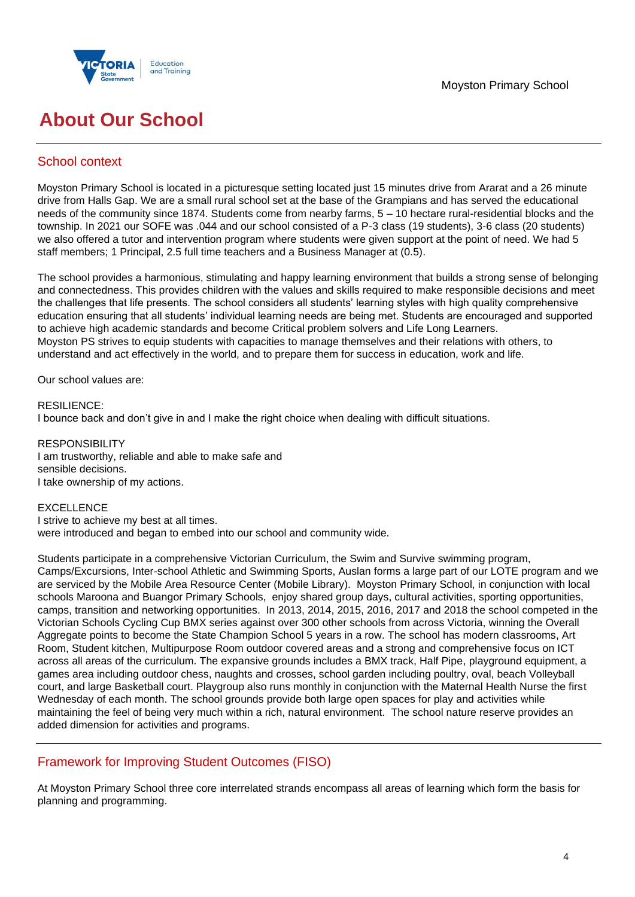# About Our School

## School context

Moyston Primary School is located in a picturesque setting located just 15 minutes drive from Ararat and a 26 minute drive from Halls Gap. We are a small rural school set at the base of the Grampians and has served the educational needs of the community since 1874. Students come from nearby farms, 5 – 10 hectare rural-residential blocks and the township. In 2021 our SOFE was .044 and our school consisted of a P-3 class (19 students), 3-6 class (20 students) we also offered a tutor and intervention program where students were given support at the point of need. We had 5 staff members; 1 Principal, 2.5 full time teachers and a Business Manager at (0.5).

The school provides a harmonious, stimulating and happy learning environment that builds a strong sense of belonging and connectedness. This provides children with the values and skills required to make responsible decisions and meet the challenges that life presents. The school considers all students' learning styles with high quality comprehensive education ensuring that all students' individual learning needs are being met. Students are encouraged and supported to achieve high academic standards and become Critical problem solvers and Life Long Learners.
Moyston PS strives to equip students with capacities to manage themselves and their relations with others, to understand and act effectively in the world, and to prepare them for success in education, work and life.

Our school values are:

RESILIENCE:
I bounce back and don't give in and I make the right choice when dealing with difficult situations.

RESPONSIBILITY
I am trustworthy, reliable and able to make safe and
sensible decisions.
I take ownership of my actions.

EXCELLENCE
I strive to achieve my best at all times.
were introduced and began to embed into our school and community wide.

Students participate in a comprehensive Victorian Curriculum, the Swim and Survive swimming program, Camps/Excursions, Inter-school Athletic and Swimming Sports, Auslan forms a large part of our LOTE program and we are serviced by the Mobile Area Resource Center (Mobile Library). Moyston Primary School, in conjunction with local schools Maroona and Buangor Primary Schools, enjoy shared group days, cultural activities, sporting opportunities, camps, transition and networking opportunities. In 2013, 2014, 2015, 2016, 2017 and 2018 the school competed in the Victorian Schools Cycling Cup BMX series against over 300 other schools from across Victoria, winning the Overall Aggregate points to become the State Champion School 5 years in a row. The school has modern classrooms, Art Room, Student kitchen, Multipurpose Room outdoor covered areas and a strong and comprehensive focus on ICT across all areas of the curriculum. The expansive grounds includes a BMX track, Half Pipe, playground equipment, a games area including outdoor chess, naughts and crosses, school garden including poultry, oval, beach Volleyball court, and large Basketball court. Playgroup also runs monthly in conjunction with the Maternal Health Nurse the first Wednesday of each month. The school grounds provide both large open spaces for play and activities while maintaining the feel of being very much within a rich, natural environment. The school nature reserve provides an added dimension for activities and programs.

## Framework for Improving Student Outcomes (FISO)

At Moyston Primary School three core interrelated strands encompass all areas of learning which form the basis for planning and programming.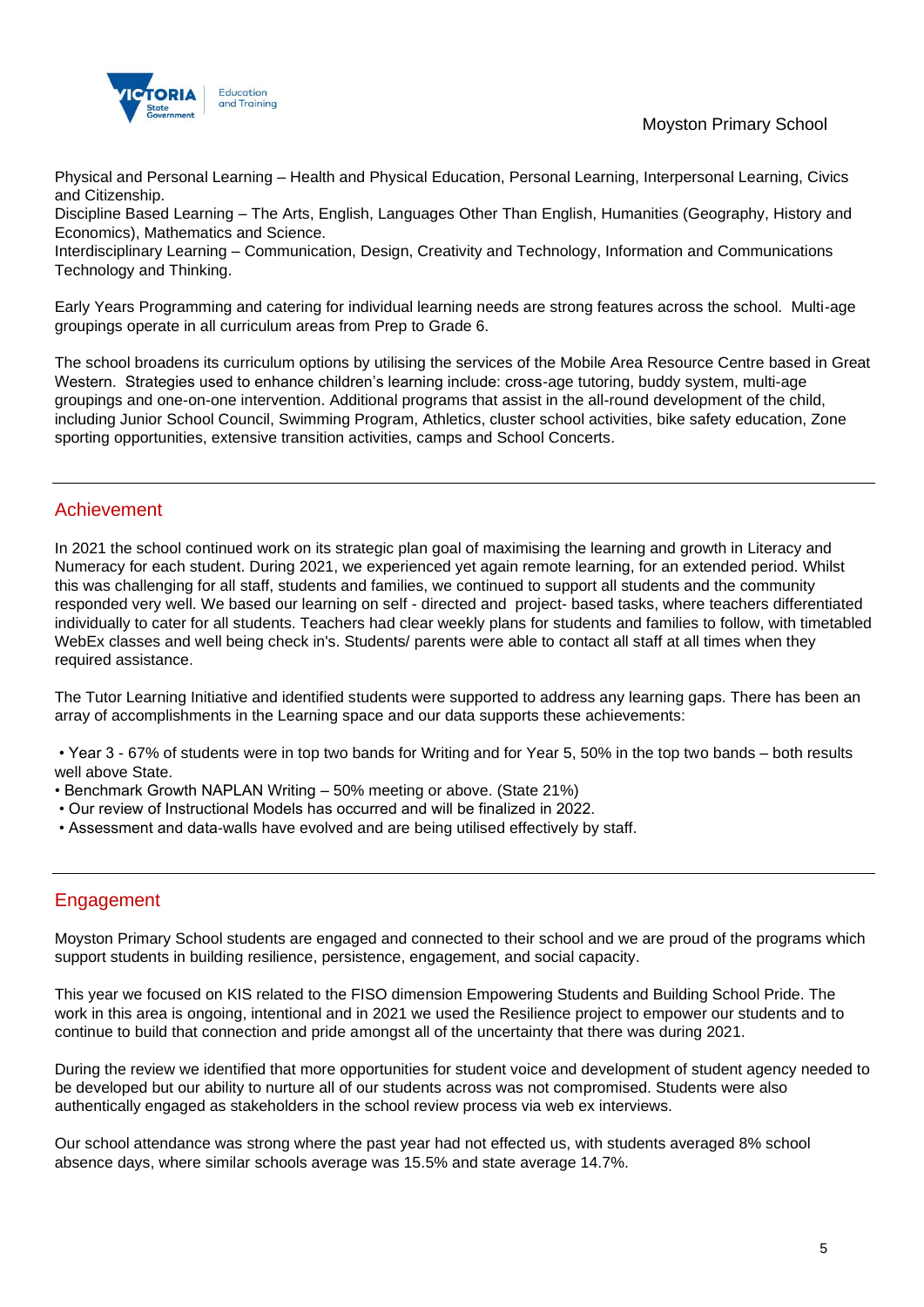Physical and Personal Learning – Health and Physical Education, Personal Learning, Interpersonal Learning, Civics and Citizenship.
Discipline Based Learning – The Arts, English, Languages Other Than English, Humanities (Geography, History and Economics), Mathematics and Science.
Interdisciplinary Learning – Communication, Design, Creativity and Technology, Information and Communications Technology and Thinking.

Early Years Programming and catering for individual learning needs are strong features across the school. Multi-age groupings operate in all curriculum areas from Prep to Grade 6.

The school broadens its curriculum options by utilising the services of the Mobile Area Resource Centre based in Great Western. Strategies used to enhance children's learning include: cross-age tutoring, buddy system, multi-age groupings and one-on-one intervention. Additional programs that assist in the all-round development of the child, including Junior School Council, Swimming Program, Athletics, cluster school activities, bike safety education, Zone sporting opportunities, extensive transition activities, camps and School Concerts.

## Achievement

In 2021 the school continued work on its strategic plan goal of maximising the learning and growth in Literacy and Numeracy for each student. During 2021, we experienced yet again remote learning, for an extended period. Whilst this was challenging for all staff, students and families, we continued to support all students and the community responded very well. We based our learning on self - directed and project- based tasks, where teachers differentiated individually to cater for all students. Teachers had clear weekly plans for students and families to follow, with timetabled WebEx classes and well being check in's. Students/ parents were able to contact all staff at all times when they required assistance.

The Tutor Learning Initiative and identified students were supported to address any learning gaps. There has been an array of accomplishments in the Learning space and our data supports these achievements:

- Year 3 - 67% of students were in top two bands for Writing and for Year 5, 50% in the top two bands – both results well above State.
- Benchmark Growth NAPLAN Writing – 50% meeting or above. (State 21%)
- Our review of Instructional Models has occurred and will be finalized in 2022.
- Assessment and data-walls have evolved and are being utilised effectively by staff.

## Engagement

Moyston Primary School students are engaged and connected to their school and we are proud of the programs which support students in building resilience, persistence, engagement, and social capacity.

This year we focused on KIS related to the FISO dimension Empowering Students and Building School Pride. The work in this area is ongoing, intentional and in 2021 we used the Resilience project to empower our students and to continue to build that connection and pride amongst all of the uncertainty that there was during 2021.

During the review we identified that more opportunities for student voice and development of student agency needed to be developed but our ability to nurture all of our students across was not compromised. Students were also authentically engaged as stakeholders in the school review process via web ex interviews.

Our school attendance was strong where the past year had not effected us, with students averaged 8% school absence days, where similar schools average was 15.5% and state average 14.7%.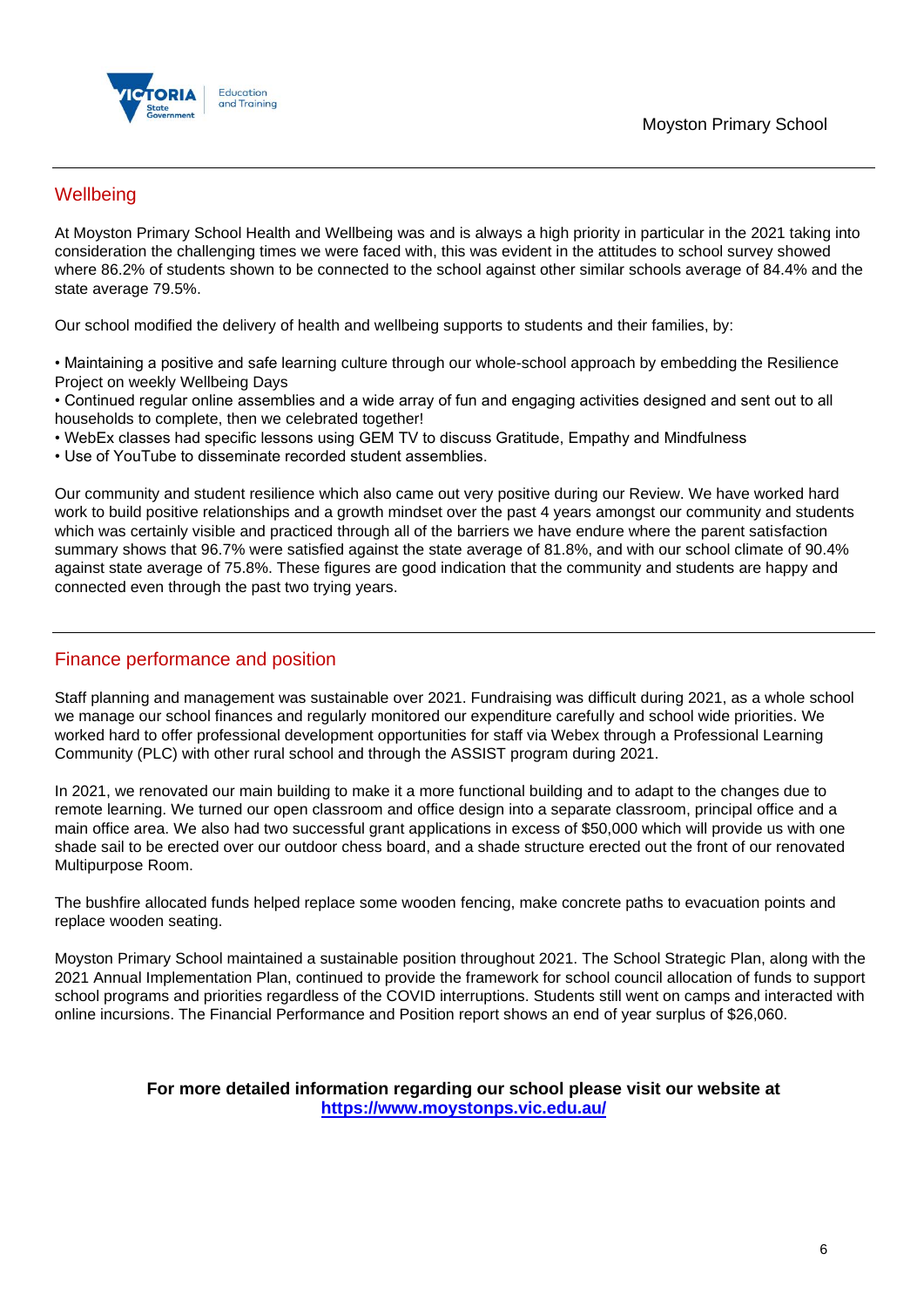## Wellbeing

At Moyston Primary School Health and Wellbeing was and is always a high priority in particular in the 2021 taking into consideration the challenging times we were faced with, this was evident in the attitudes to school survey showed where 86.2% of students shown to be connected to the school against other similar schools average of 84.4% and the state average 79.5%.

Our school modified the delivery of health and wellbeing supports to students and their families, by:

- Maintaining a positive and safe learning culture through our whole-school approach by embedding the Resilience Project on weekly Wellbeing Days
- Continued regular online assemblies and a wide array of fun and engaging activities designed and sent out to all households to complete, then we celebrated together!
- WebEx classes had specific lessons using GEM TV to discuss Gratitude, Empathy and Mindfulness
- Use of YouTube to disseminate recorded student assemblies.

Our community and student resilience which also came out very positive during our Review. We have worked hard work to build positive relationships and a growth mindset over the past 4 years amongst our community and students which was certainly visible and practiced through all of the barriers we have endure where the parent satisfaction summary shows that 96.7% were satisfied against the state average of 81.8%, and with our school climate of 90.4% against state average of 75.8%. These figures are good indication that the community and students are happy and connected even through the past two trying years.

## Finance performance and position

Staff planning and management was sustainable over 2021. Fundraising was difficult during 2021, as a whole school we manage our school finances and regularly monitored our expenditure carefully and school wide priorities. We worked hard to offer professional development opportunities for staff via Webex through a Professional Learning Community (PLC) with other rural school and through the ASSIST program during 2021.

In 2021, we renovated our main building to make it a more functional building and to adapt to the changes due to remote learning. We turned our open classroom and office design into a separate classroom, principal office and a main office area. We also had two successful grant applications in excess of $50,000 which will provide us with one shade sail to be erected over our outdoor chess board, and a shade structure erected out the front of our renovated Multipurpose Room.

The bushfire allocated funds helped replace some wooden fencing, make concrete paths to evacuation points and replace wooden seating.

Moyston Primary School maintained a sustainable position throughout 2021. The School Strategic Plan, along with the 2021 Annual Implementation Plan, continued to provide the framework for school council allocation of funds to support school programs and priorities regardless of the COVID interruptions. Students still went on camps and interacted with online incursions. The Financial Performance and Position report shows an end of year surplus of $26,060.

**For more detailed information regarding our school please visit our website at [https://www.moystonps.vic.edu.au/](https://www.moystonps.vic.edu.au/)**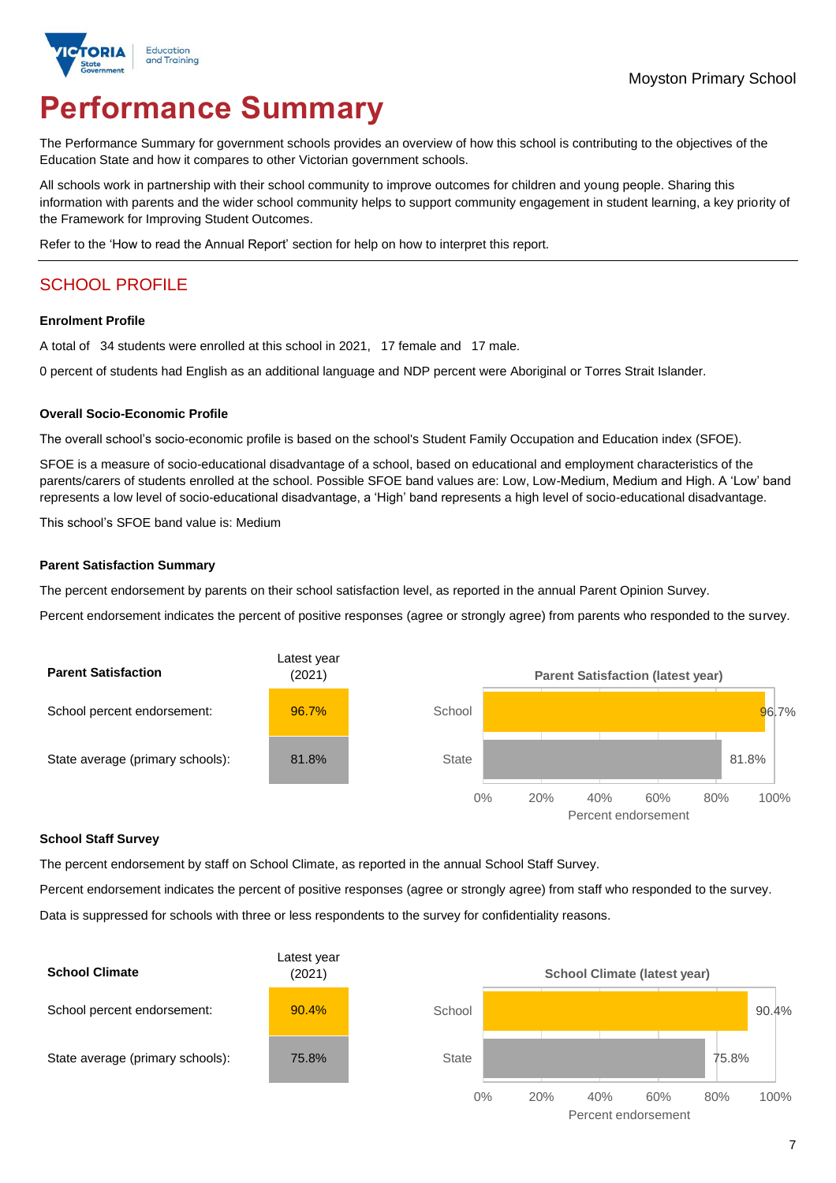Moyston Primary School

# Performance Summary

The Performance Summary for government schools provides an overview of how this school is contributing to the objectives of the Education State and how it compares to other Victorian government schools.

All schools work in partnership with their school community to improve outcomes for children and young people. Sharing this information with parents and the wider school community helps to support community engagement in student learning, a key priority of the Framework for Improving Student Outcomes.

Refer to the 'How to read the Annual Report' section for help on how to interpret this report.

## SCHOOL PROFILE

### Enrolment Profile

A total of 34 students were enrolled at this school in 2021, 17 female and 17 male.

0 percent of students had English as an additional language and NDP percent were Aboriginal or Torres Strait Islander.

### Overall Socio-Economic Profile

The overall school's socio-economic profile is based on the school's Student Family Occupation and Education index (SFOE).

SFOE is a measure of socio-educational disadvantage of a school, based on educational and employment characteristics of the parents/carers of students enrolled at the school. Possible SFOE band values are: Low, Low-Medium, Medium and High. A 'Low' band represents a low level of socio-educational disadvantage, a 'High' band represents a high level of socio-educational disadvantage.

This school's SFOE band value is: Medium

### Parent Satisfaction Summary

The percent endorsement by parents on their school satisfaction level, as reported in the annual Parent Opinion Survey.

Percent endorsement indicates the percent of positive responses (agree or strongly agree) from parents who responded to the survey.

| Parent Satisfaction | Latest year (2021) |
| --- | --- |
| School percent endorsement: | 96.7% |
| State average (primary schools): | 81.8% |

**Parent Satisfaction (latest year)**

| | Percent endorsement |
| --- | --- |
| School | 96.7% |
| State | 81.8% |

### School Staff Survey

The percent endorsement by staff on School Climate, as reported in the annual School Staff Survey.

Percent endorsement indicates the percent of positive responses (agree or strongly agree) from staff who responded to the survey.

Data is suppressed for schools with three or less respondents to the survey for confidentiality reasons.

| School Climate | Latest year (2021) |
| --- | --- |
| School percent endorsement: | 90.4% |
| State average (primary schools): | 75.8% |

**School Climate (latest year)**

| | Percent endorsement |
| --- | --- |
| School | 90.4% |
| State | 75.8% |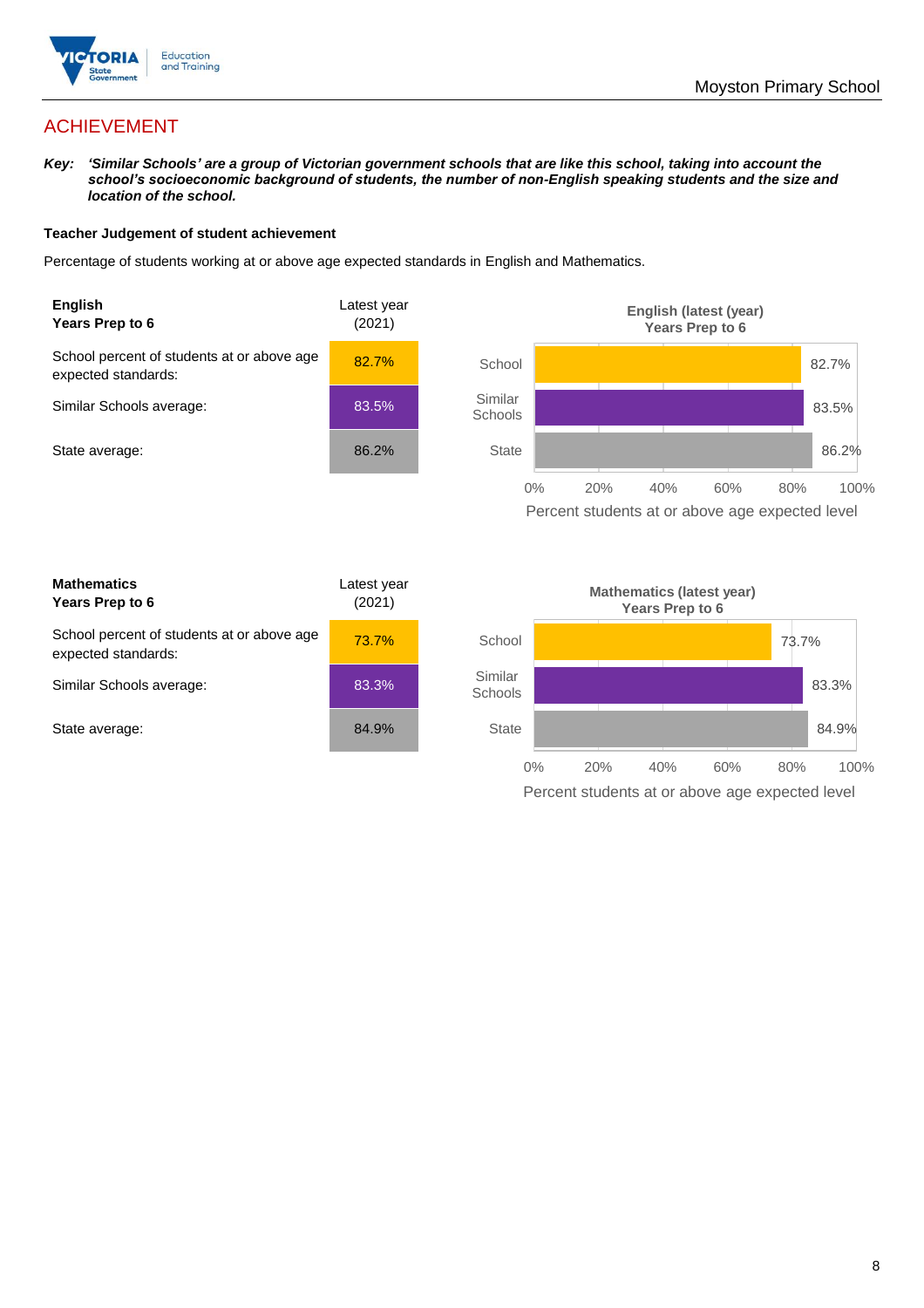## ACHIEVEMENT

***Key:*** ***'Similar Schools' are a group of Victorian government schools that are like this school, taking into account the school's socioeconomic background of students, the number of non-English speaking students and the size and location of the school.***

**Teacher Judgement of student achievement**

Percentage of students working at or above age expected standards in English and Mathematics.

| **English** **Years Prep to 6** | Latest year (2021) |
|---|---|
| School percent of students at or above age expected standards: | 82.7% |
| Similar Schools average: | 83.5% |
| State average: | 86.2% |

**English (latest (year) Years Prep to 6**

| | Percent students at or above age expected level |
|---|---|
| School | 82.7% |
| Similar Schools | 83.5% |
| State | 86.2% |

| **Mathematics** **Years Prep to 6** | Latest year (2021) |
|---|---|
| School percent of students at or above age expected standards: | 73.7% |
| Similar Schools average: | 83.3% |
| State average: | 84.9% |

**Mathematics (latest year) Years Prep to 6**

| | Percent students at or above age expected level |
|---|---|
| School | 73.7% |
| Similar Schools | 83.3% |
| State | 84.9% |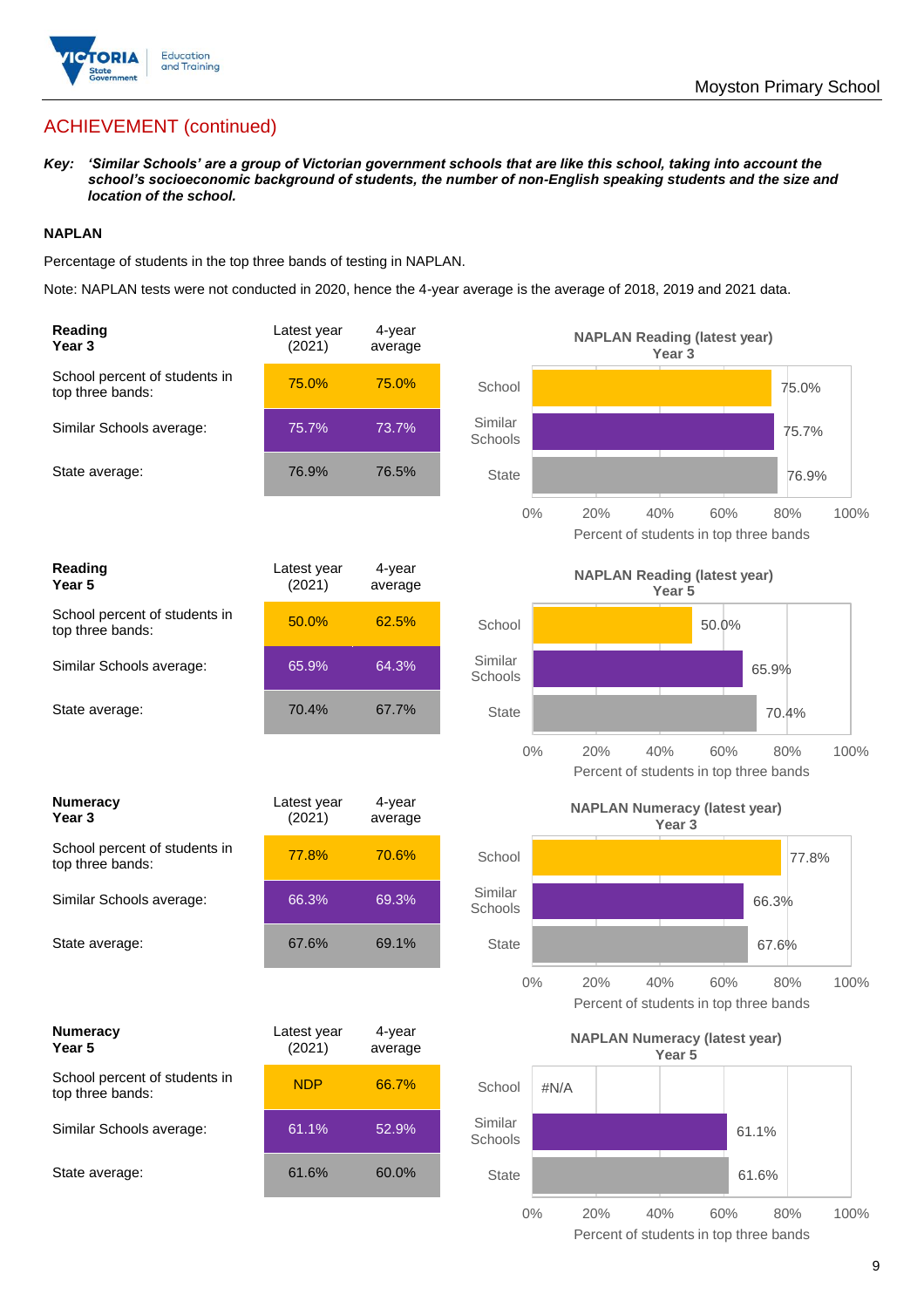## ACHIEVEMENT (continued)

***Key:*** ***'Similar Schools' are a group of Victorian government schools that are like this school, taking into account the school's socioeconomic background of students, the number of non-English speaking students and the size and location of the school.***

### NAPLAN

Percentage of students in the top three bands of testing in NAPLAN.

Note: NAPLAN tests were not conducted in 2020, hence the 4-year average is the average of 2018, 2019 and 2021 data.

| Reading Year 3 | Latest year (2021) | 4-year average |
|---|---|---|
| School percent of students in top three bands: | 75.0% | 75.0% |
| Similar Schools average: | 75.7% | 73.7% |
| State average: | 76.9% | 76.5% |

**NAPLAN Reading (latest year) Year 3**

| | Percent of students in top three bands |
|---|---|
| School | 75.0% |
| Similar Schools | 75.7% |
| State | 76.9% |

| Reading Year 5 | Latest year (2021) | 4-year average |
|---|---|---|
| School percent of students in top three bands: | 50.0% | 62.5% |
| Similar Schools average: | 65.9% | 64.3% |
| State average: | 70.4% | 67.7% |

**NAPLAN Reading (latest year) Year 5**

| | Percent of students in top three bands |
|---|---|
| School | 50.0% |
| Similar Schools | 65.9% |
| State | 70.4% |

| Numeracy Year 3 | Latest year (2021) | 4-year average |
|---|---|---|
| School percent of students in top three bands: | 77.8% | 70.6% |
| Similar Schools average: | 66.3% | 69.3% |
| State average: | 67.6% | 69.1% |

**NAPLAN Numeracy (latest year) Year 3**

| | Percent of students in top three bands |
|---|---|
| School | 77.8% |
| Similar Schools | 66.3% |
| State | 67.6% |

| Numeracy Year 5 | Latest year (2021) | 4-year average |
|---|---|---|
| School percent of students in top three bands: | NDP | 66.7% |
| Similar Schools average: | 61.1% | 52.9% |
| State average: | 61.6% | 60.0% |

**NAPLAN Numeracy (latest year) Year 5**

| | Percent of students in top three bands |
|---|---|
| School | #N/A |
| Similar Schools | 61.1% |
| State | 61.6% |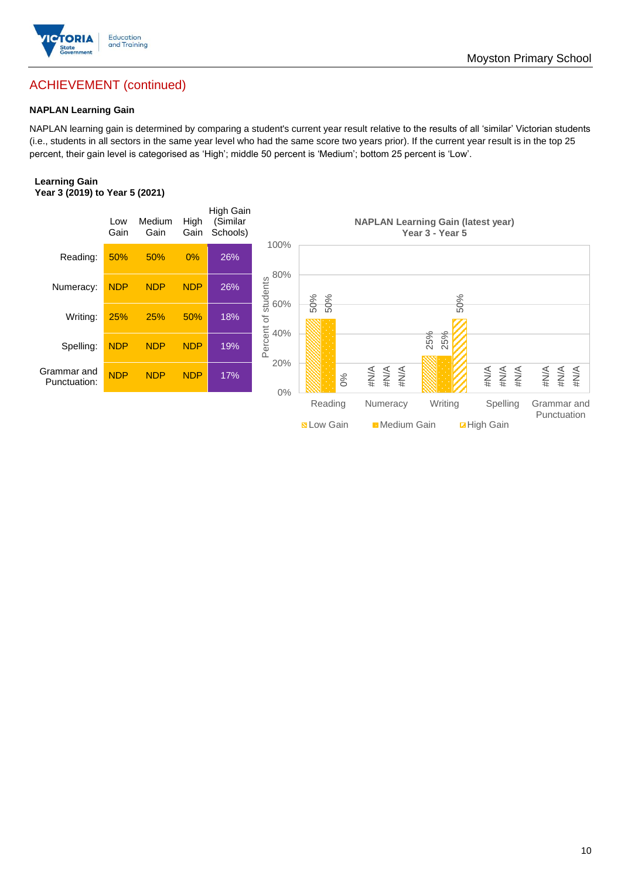## ACHIEVEMENT (continued)

### NAPLAN Learning Gain

NAPLAN learning gain is determined by comparing a student's current year result relative to the results of all 'similar' Victorian students (i.e., students in all sectors in the same year level who had the same score two years prior). If the current year result is in the top 25 percent, their gain level is categorised as 'High'; middle 50 percent is 'Medium'; bottom 25 percent is 'Low'.

**Learning Gain**
**Year 3 (2019) to Year 5 (2021)**

| | Low Gain | Medium Gain | High Gain | High Gain (Similar Schools) |
|---|---|---|---|---|
| Reading: | 50% | 50% | 0% | 26% |
| Numeracy: | NDP | NDP | NDP | 26% |
| Writing: | 25% | 25% | 50% | 18% |
| Spelling: | NDP | NDP | NDP | 19% |
| Grammar and Punctuation: | NDP | NDP | NDP | 17% |

**NAPLAN Learning Gain (latest year)**
**Year 3 - Year 5**

| | Low Gain | Medium Gain | High Gain |
|---|---|---|---|
| Reading | 50% | 50% | 0% |
| Numeracy | #N/A | #N/A | #N/A |
| Writing | 25% | 25% | 50% |
| Spelling | #N/A | #N/A | #N/A |
| Grammar and Punctuation | #N/A | #N/A | #N/A |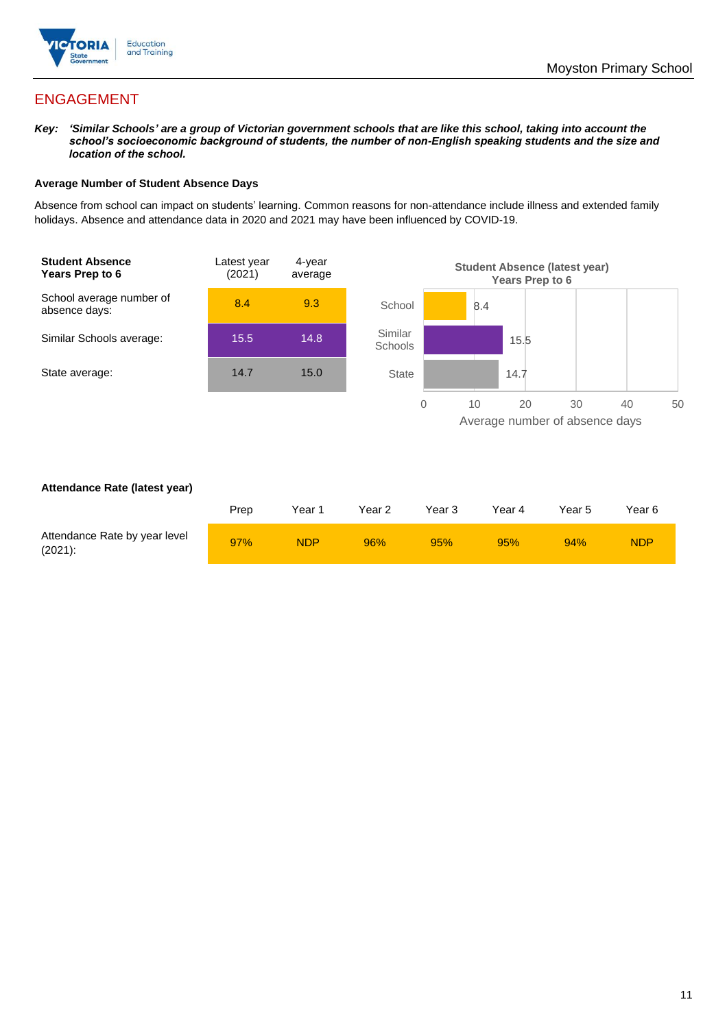## ENGAGEMENT

***Key:*** ***'Similar Schools' are a group of Victorian government schools that are like this school, taking into account the school's socioeconomic background of students, the number of non-English speaking students and the size and location of the school.***

**Average Number of Student Absence Days**

Absence from school can impact on students' learning. Common reasons for non-attendance include illness and extended family holidays. Absence and attendance data in 2020 and 2021 may have been influenced by COVID-19.

| **Student Absence Years Prep to 6** | Latest year (2021) | 4-year average |
|---|---|---|
| School average number of absence days: | 8.4 | 9.3 |
| Similar Schools average: | 15.5 | 14.8 |
| State average: | 14.7 | 15.0 |

**Student Absence (latest year) Years Prep to 6**

| | Average number of absence days |
|---|---|
| School | 8.4 |
| Similar Schools | 15.5 |
| State | 14.7 |

**Attendance Rate (latest year)**

| | Prep | Year 1 | Year 2 | Year 3 | Year 4 | Year 5 | Year 6 |
|---|---|---|---|---|---|---|---|
| Attendance Rate by year level (2021): | 97% | NDP | 96% | 95% | 95% | 94% | NDP |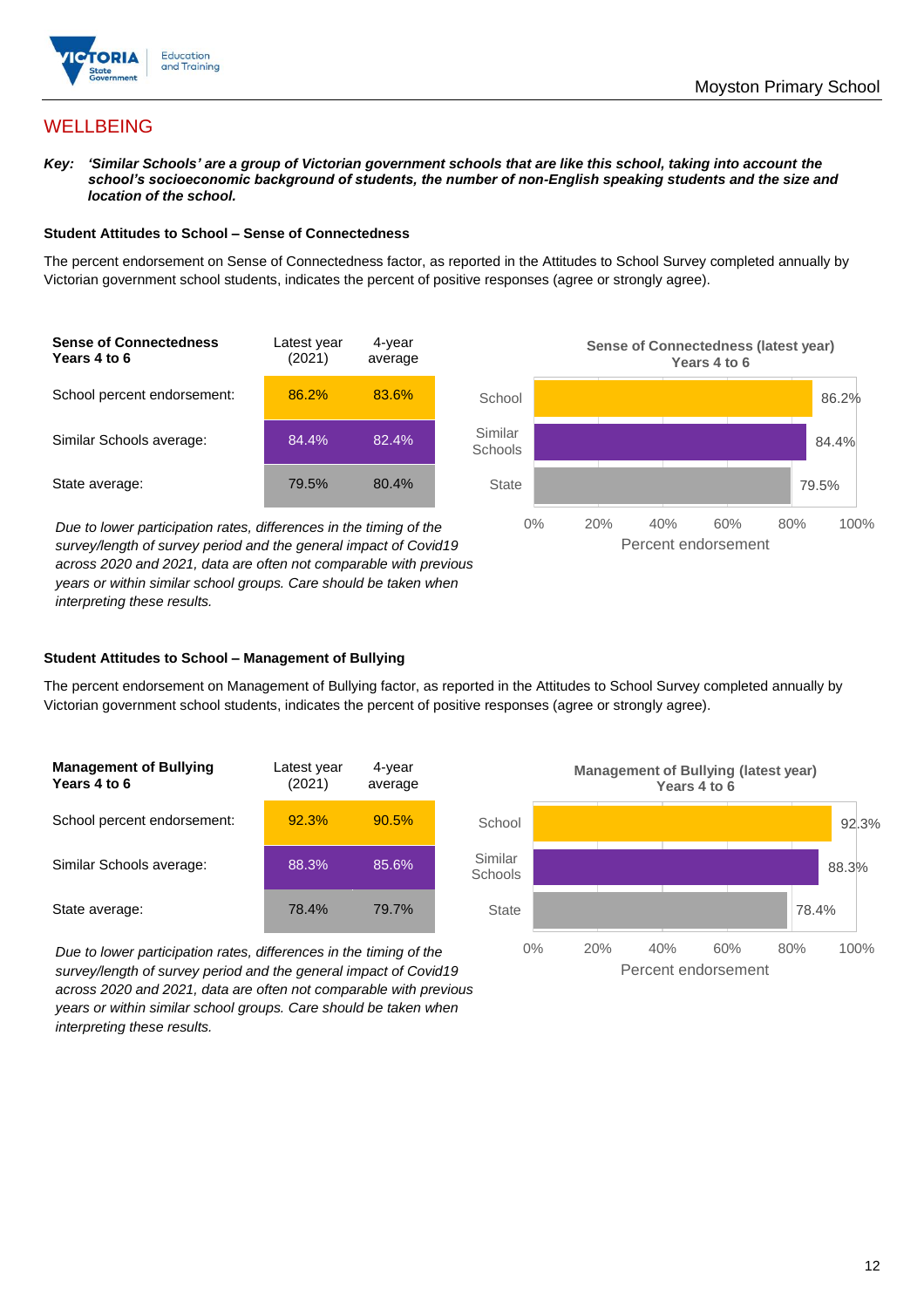## WELLBEING

***Key:** 'Similar Schools' are a group of Victorian government schools that are like this school, taking into account the school's socioeconomic background of students, the number of non-English speaking students and the size and location of the school.*

### Student Attitudes to School – Sense of Connectedness

The percent endorsement on Sense of Connectedness factor, as reported in the Attitudes to School Survey completed annually by Victorian government school students, indicates the percent of positive responses (agree or strongly agree).

| Sense of Connectedness Years 4 to 6 | Latest year (2021) | 4-year average |
|---|---|---|
| School percent endorsement: | 86.2% | 83.6% |
| Similar Schools average: | 84.4% | 82.4% |
| State average: | 79.5% | 80.4% |

*Due to lower participation rates, differences in the timing of the survey/length of survey period and the general impact of Covid19 across 2020 and 2021, data are often not comparable with previous years or within similar school groups. Care should be taken when interpreting these results.*

**Sense of Connectedness (latest year) Years 4 to 6**

| | Percent endorsement |
|---|---|
| School | 86.2% |
| Similar Schools | 84.4% |
| State | 79.5% |

### Student Attitudes to School – Management of Bullying

The percent endorsement on Management of Bullying factor, as reported in the Attitudes to School Survey completed annually by Victorian government school students, indicates the percent of positive responses (agree or strongly agree).

| Management of Bullying Years 4 to 6 | Latest year (2021) | 4-year average |
|---|---|---|
| School percent endorsement: | 92.3% | 90.5% |
| Similar Schools average: | 88.3% | 85.6% |
| State average: | 78.4% | 79.7% |

*Due to lower participation rates, differences in the timing of the survey/length of survey period and the general impact of Covid19 across 2020 and 2021, data are often not comparable with previous years or within similar school groups. Care should be taken when interpreting these results.*

**Management of Bullying (latest year) Years 4 to 6**

| | Percent endorsement |
|---|---|
| School | 92.3% |
| Similar Schools | 88.3% |
| State | 78.4% |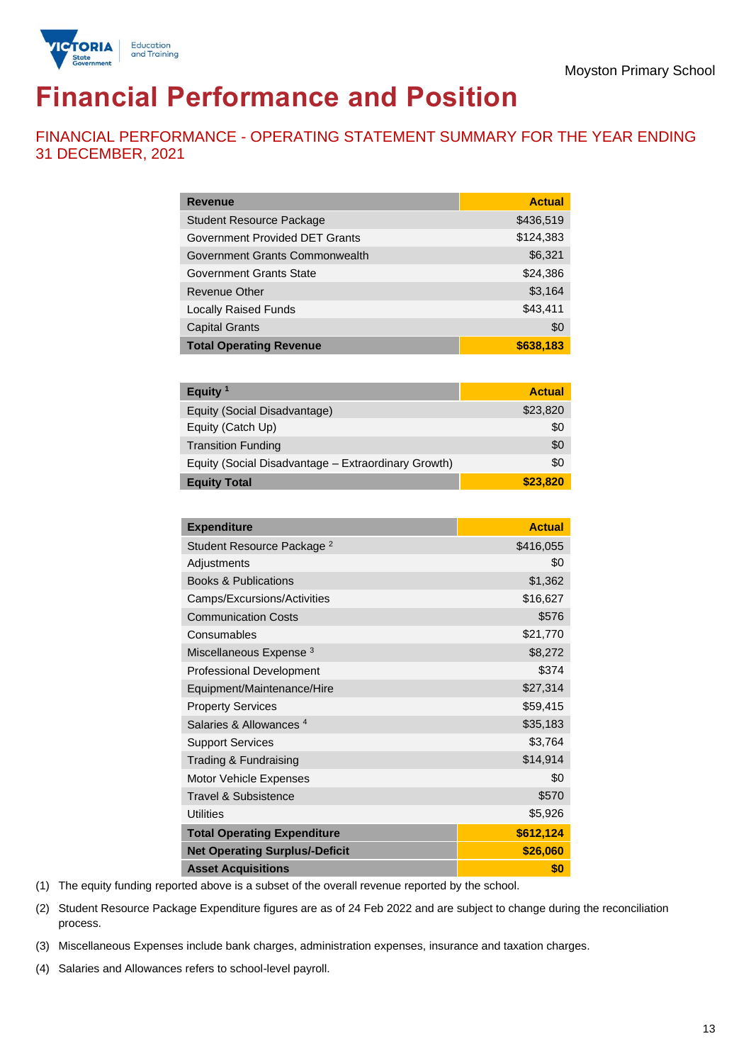Moyston Primary School

# Financial Performance and Position

## FINANCIAL PERFORMANCE - OPERATING STATEMENT SUMMARY FOR THE YEAR ENDING 31 DECEMBER, 2021

| Revenue | Actual |
|---|---|
| Student Resource Package | $436,519 |
| Government Provided DET Grants | $124,383 |
| Government Grants Commonwealth | $6,321 |
| Government Grants State | $24,386 |
| Revenue Other | $3,164 |
| Locally Raised Funds | $43,411 |
| Capital Grants | $0 |
| **Total Operating Revenue** | **$638,183** |

| Equity [1] | Actual |
|---|---|
| Equity (Social Disadvantage) | $23,820 |
| Equity (Catch Up) | $0 |
| Transition Funding | $0 |
| Equity (Social Disadvantage – Extraordinary Growth) | $0 |
| **Equity Total** | **$23,820** |

| Expenditure | Actual |
|---|---|
| Student Resource Package [2] | $416,055 |
| Adjustments | $0 |
| Books & Publications | $1,362 |
| Camps/Excursions/Activities | $16,627 |
| Communication Costs | $576 |
| Consumables | $21,770 |
| Miscellaneous Expense [3] | $8,272 |
| Professional Development | $374 |
| Equipment/Maintenance/Hire | $27,314 |
| Property Services | $59,415 |
| Salaries & Allowances [4] | $35,183 |
| Support Services | $3,764 |
| Trading & Fundraising | $14,914 |
| Motor Vehicle Expenses | $0 |
| Travel & Subsistence | $570 |
| Utilities | $5,926 |
| **Total Operating Expenditure** | **$612,124** |
| **Net Operating Surplus/-Deficit** | **$26,060** |
| **Asset Acquisitions** | **$0** |

(1) The equity funding reported above is a subset of the overall revenue reported by the school.

(2) Student Resource Package Expenditure figures are as of 24 Feb 2022 and are subject to change during the reconciliation process.

(3) Miscellaneous Expenses include bank charges, administration expenses, insurance and taxation charges.

(4) Salaries and Allowances refers to school-level payroll.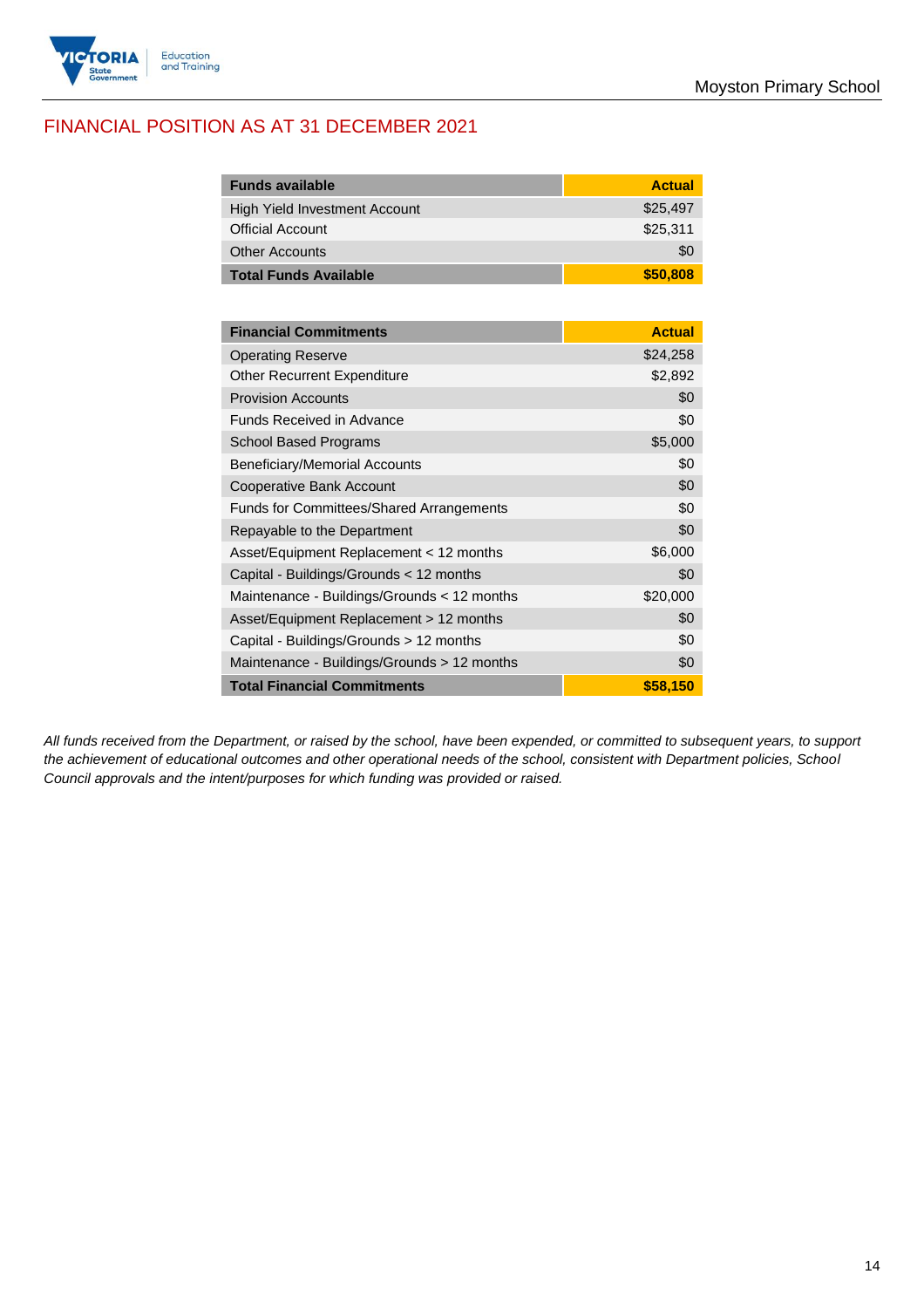# FINANCIAL POSITION AS AT 31 DECEMBER 2021

| Funds available | Actual |
|---|---|
| High Yield Investment Account | $25,497 |
| Official Account | $25,311 |
| Other Accounts | $0 |
| **Total Funds Available** | **$50,808** |

| Financial Commitments | Actual |
|---|---|
| Operating Reserve | $24,258 |
| Other Recurrent Expenditure | $2,892 |
| Provision Accounts | $0 |
| Funds Received in Advance | $0 |
| School Based Programs | $5,000 |
| Beneficiary/Memorial Accounts | $0 |
| Cooperative Bank Account | $0 |
| Funds for Committees/Shared Arrangements | $0 |
| Repayable to the Department | $0 |
| Asset/Equipment Replacement < 12 months | $6,000 |
| Capital - Buildings/Grounds < 12 months | $0 |
| Maintenance - Buildings/Grounds < 12 months | $20,000 |
| Asset/Equipment Replacement > 12 months | $0 |
| Capital - Buildings/Grounds > 12 months | $0 |
| Maintenance - Buildings/Grounds > 12 months | $0 |
| **Total Financial Commitments** | **$58,150** |

*All funds received from the Department, or raised by the school, have been expended, or committed to subsequent years, to support the achievement of educational outcomes and other operational needs of the school, consistent with Department policies, School Council approvals and the intent/purposes for which funding was provided or raised.*